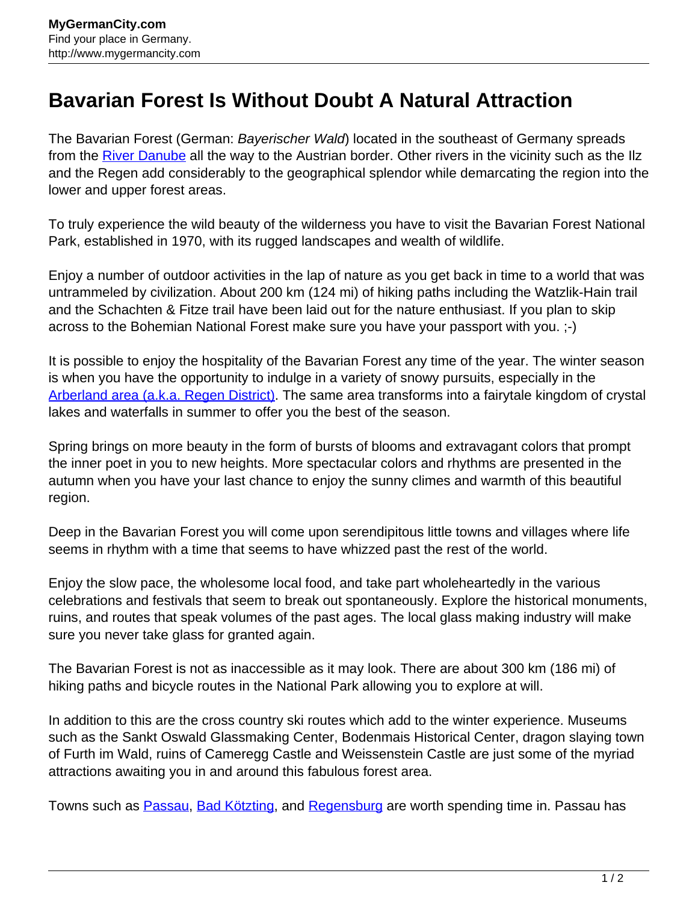# Bavarian Forest Is Without Doubt A Natural Attraction

The Bavarian Forest (German: *Bayerischer Wald*) located in the southeast of Germany spreads from the River Danube all the way to the Austrian border. Other rivers in the vicinity such as the Ilz and the Regen add considerably to the geographical splendor while demarcating the region into the lower and upper forest areas.

To truly experience the wild beauty of the wilderness you have to visit the Bavarian Forest National Park, established in 1970, with its rugged landscapes and wealth of wildlife.

Enjoy a number of outdoor activities in the lap of nature as you get back in time to a world that was untrammeled by civilization. About 200 km (124 mi) of hiking paths including the Watzlik-Hain trail and the Schachten & Fitze trail have been laid out for the nature enthusiast. If you plan to skip across to the Bohemian National Forest make sure you have your passport with you. ;-)

It is possible to enjoy the hospitality of the Bavarian Forest any time of the year. The winter season is when you have the opportunity to indulge in a variety of snowy pursuits, especially in the Arberland area (a.k.a. Regen District). The same area transforms into a fairytale kingdom of crystal lakes and waterfalls in summer to offer you the best of the season.

Spring brings on more beauty in the form of bursts of blooms and extravagant colors that prompt the inner poet in you to new heights. More spectacular colors and rhythms are presented in the autumn when you have your last chance to enjoy the sunny climes and warmth of this beautiful region.

Deep in the Bavarian Forest you will come upon serendipitous little towns and villages where life seems in rhythm with a time that seems to have whizzed past the rest of the world.

Enjoy the slow pace, the wholesome local food, and take part wholeheartedly in the various celebrations and festivals that seem to break out spontaneously. Explore the historical monuments, ruins, and routes that speak volumes of the past ages. The local glass making industry will make sure you never take glass for granted again.

The Bavarian Forest is not as inaccessible as it may look. There are about 300 km (186 mi) of hiking paths and bicycle routes in the National Park allowing you to explore at will.

In addition to this are the cross country ski routes which add to the winter experience. Museums such as the Sankt Oswald Glassmaking Center, Bodenmais Historical Center, dragon slaying town of Furth im Wald, ruins of Cameregg Castle and Weissenstein Castle are just some of the myriad attractions awaiting you in and around this fabulous forest area.

Towns such as Passau, Bad Kötzting, and Regensburg are worth spending time in. Passau has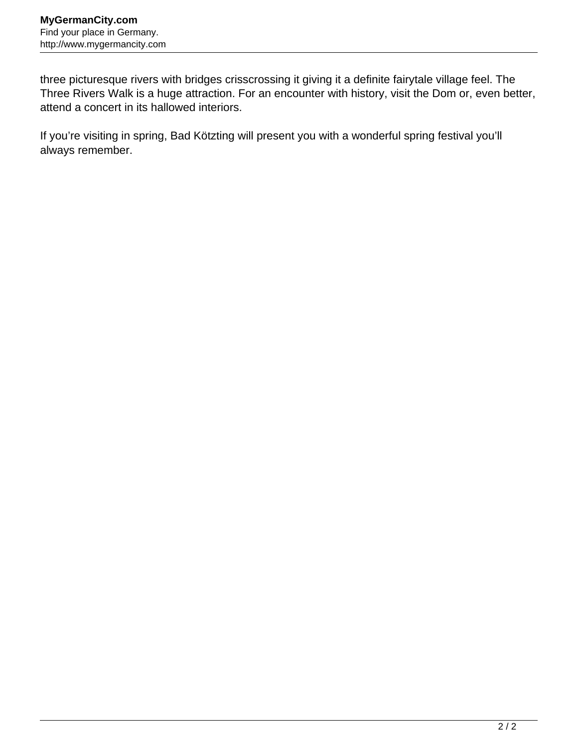three picturesque rivers with bridges crisscrossing it giving it a definite fairytale village feel. The Three Rivers Walk is a huge attraction. For an encounter with history, visit the Dom or, even better, attend a concert in its hallowed interiors.

If you’re visiting in spring, Bad Kötzting will present you with a wonderful spring festival you’ll always remember.